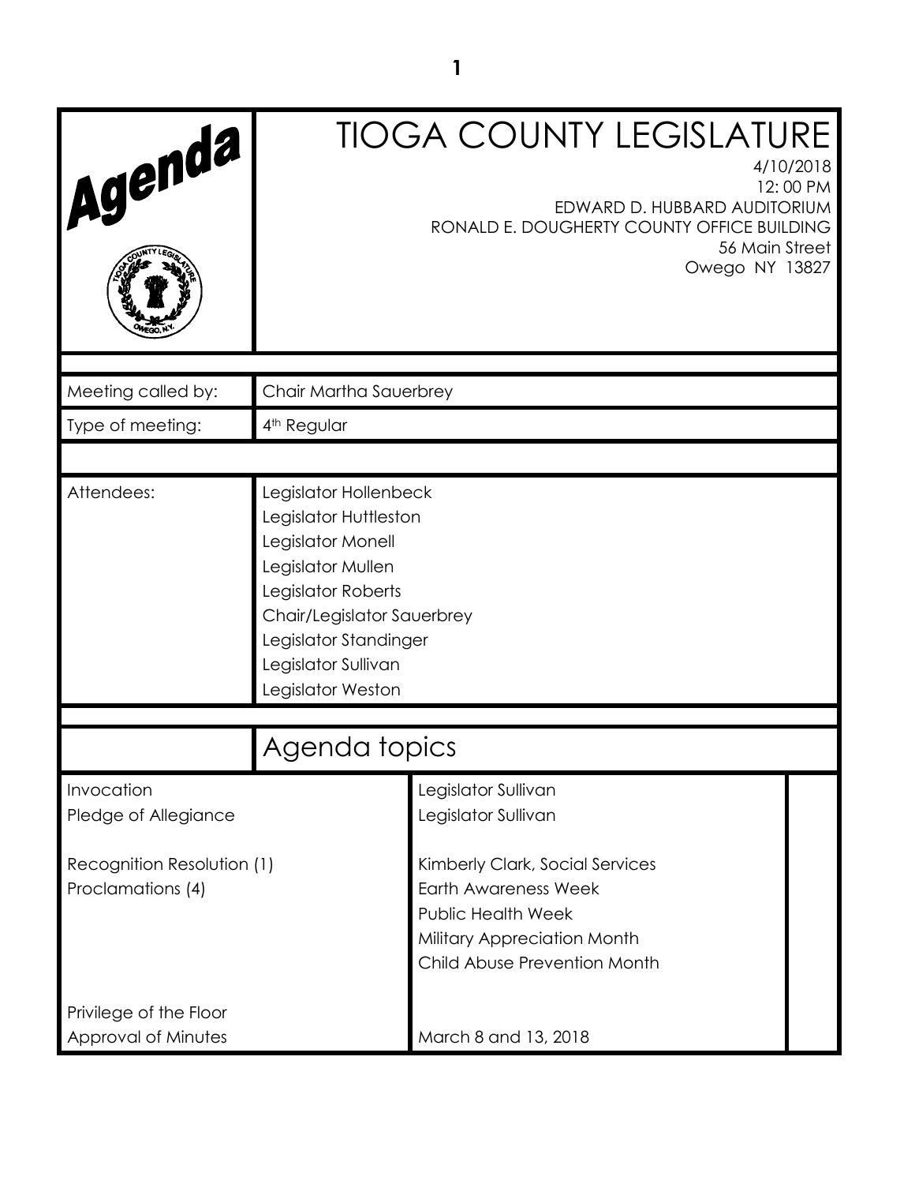# TIOGA COUNTY LEGISLATURE

4/10/2018
12: 00 PM
EDWARD D. HUBBARD AUDITORIUM
RONALD E. DOUGHERTY COUNTY OFFICE BUILDING
56 Main Street
Owego NY 13827

| | |
|---|---|
| Meeting called by: | Chair Martha Sauerbrey |
| Type of meeting: | 4th Regular |
| Attendees: | Legislator Hollenbeck<br>Legislator Huttleston<br>Legislator Monell<br>Legislator Mullen<br>Legislator Roberts<br>Chair/Legislator Sauerbrey<br>Legislator Standinger<br>Legislator Sullivan<br>Legislator Weston |

## Agenda topics

| | |
|---|---|
| Invocation | Legislator Sullivan |
| Pledge of Allegiance | Legislator Sullivan |
| Recognition Resolution (1) | Kimberly Clark, Social Services |
| Proclamations (4) | Earth Awareness Week<br>Public Health Week<br>Military Appreciation Month<br>Child Abuse Prevention Month |
| Privilege of the Floor | |
| Approval of Minutes | March 8 and 13, 2018 |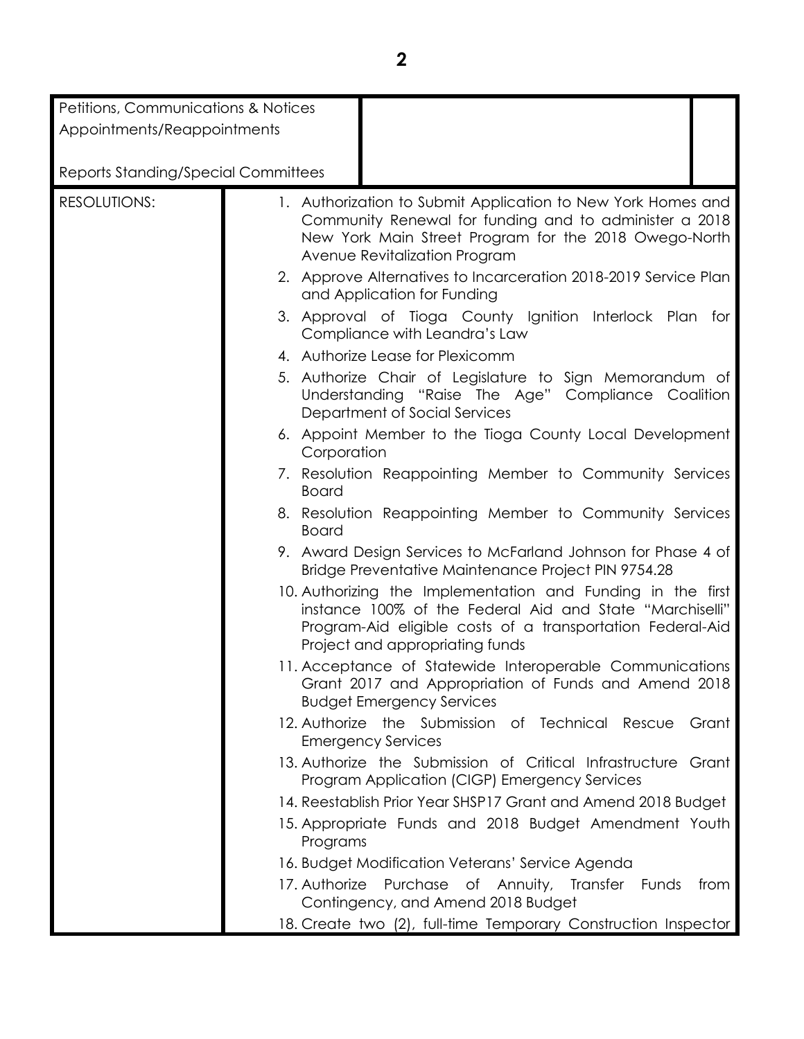| Petitions, Communications & Notices<br>Appointments/Reappointments<br><br>Reports Standing/Special Committees | | |
|---|---|---|
| RESOLUTIONS: | 1. Authorization to Submit Application to New York Homes and Community Renewal for funding and to administer a 2018 New York Main Street Program for the 2018 Owego-North Avenue Revitalization Program<br>2. Approve Alternatives to Incarceration 2018-2019 Service Plan and Application for Funding<br>3. Approval of Tioga County Ignition Interlock Plan for Compliance with Leandra's Law<br>4. Authorize Lease for Plexicomm<br>5. Authorize Chair of Legislature to Sign Memorandum of Understanding "Raise The Age" Compliance Coalition Department of Social Services<br>6. Appoint Member to the Tioga County Local Development Corporation<br>7. Resolution Reappointing Member to Community Services Board<br>8. Resolution Reappointing Member to Community Services Board<br>9. Award Design Services to McFarland Johnson for Phase 4 of Bridge Preventative Maintenance Project PIN 9754.28<br>10. Authorizing the Implementation and Funding in the first instance 100% of the Federal Aid and State "Marchiselli" Program-Aid eligible costs of a transportation Federal-Aid Project and appropriating funds<br>11. Acceptance of Statewide Interoperable Communications Grant 2017 and Appropriation of Funds and Amend 2018 Budget Emergency Services<br>12. Authorize the Submission of Technical Rescue Grant Emergency Services<br>13. Authorize the Submission of Critical Infrastructure Grant Program Application (CIGP) Emergency Services<br>14. Reestablish Prior Year SHSP17 Grant and Amend 2018 Budget<br>15. Appropriate Funds and 2018 Budget Amendment Youth Programs<br>16. Budget Modification Veterans' Service Agenda<br>17. Authorize Purchase of Annuity, Transfer Funds from Contingency, and Amend 2018 Budget<br>18. Create two (2), full-time Temporary Construction Inspector | |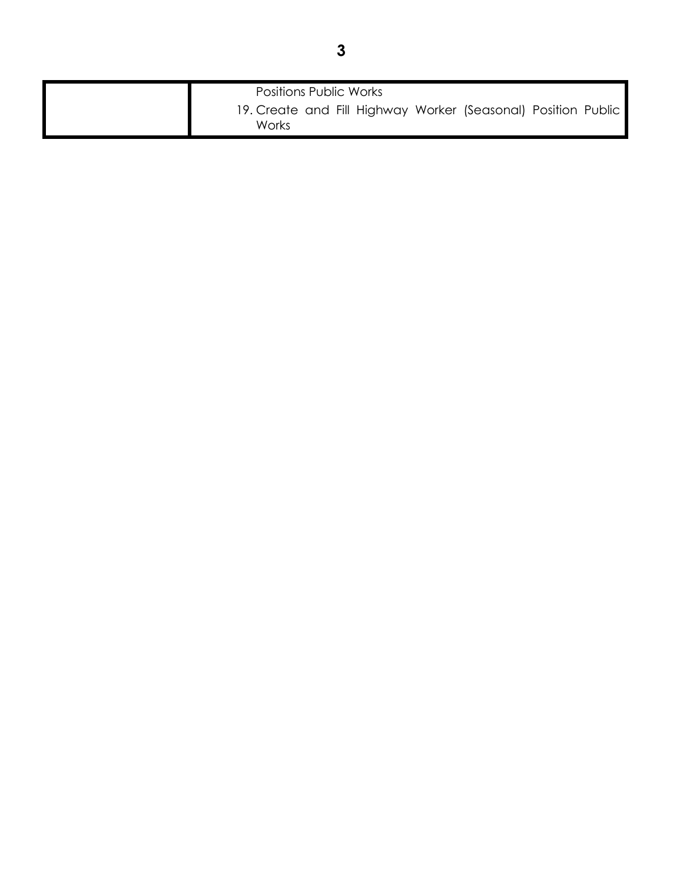| | |
|---|---|
| | Positions Public Works<br>19. Create and Fill Highway Worker (Seasonal) Position Public Works |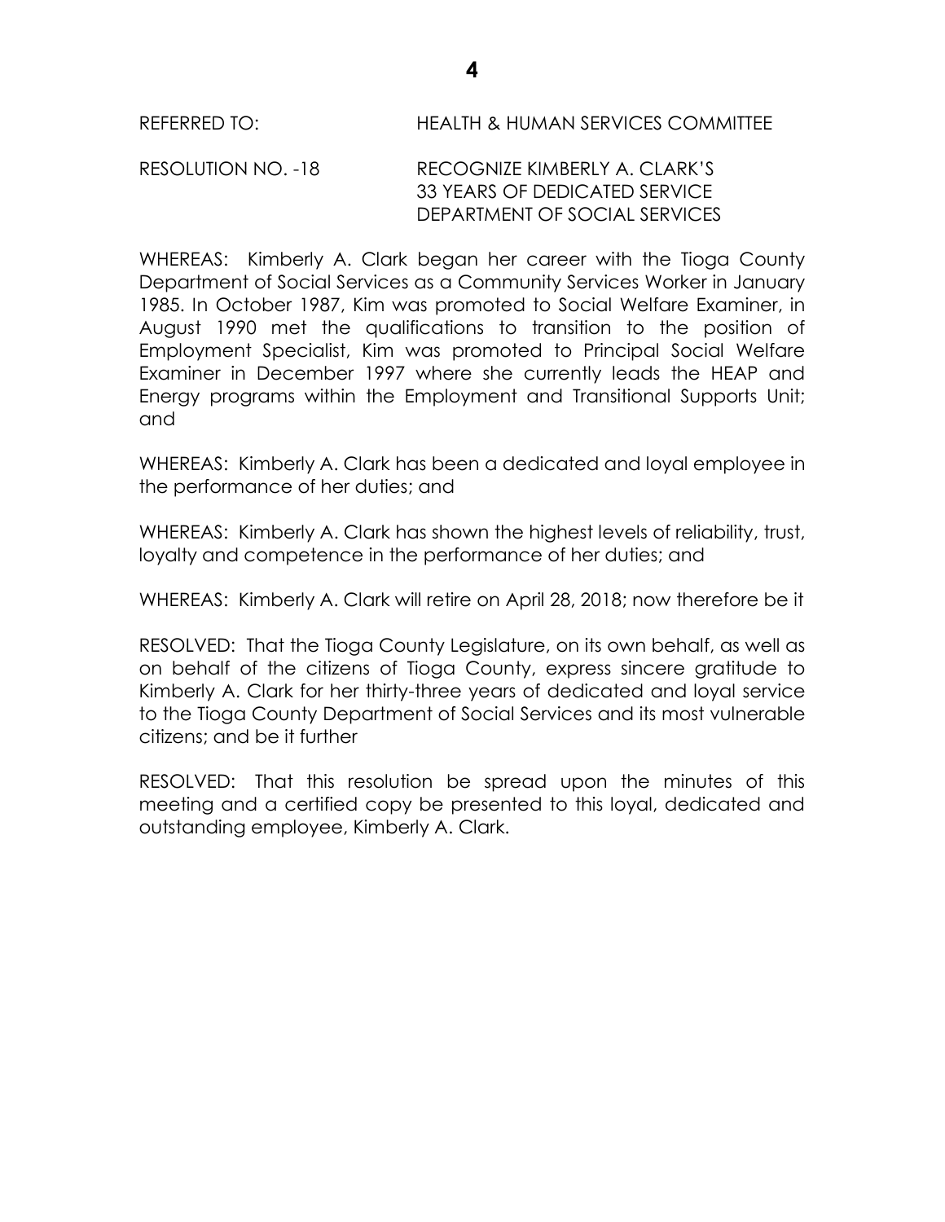REFERRED TO: HEALTH & HUMAN SERVICES COMMITTEE

RESOLUTION NO. -18 RECOGNIZE KIMBERLY A. CLARK'S 33 YEARS OF DEDICATED SERVICE DEPARTMENT OF SOCIAL SERVICES

WHEREAS: Kimberly A. Clark began her career with the Tioga County Department of Social Services as a Community Services Worker in January 1985. In October 1987, Kim was promoted to Social Welfare Examiner, in August 1990 met the qualifications to transition to the position of Employment Specialist, Kim was promoted to Principal Social Welfare Examiner in December 1997 where she currently leads the HEAP and Energy programs within the Employment and Transitional Supports Unit; and

WHEREAS: Kimberly A. Clark has been a dedicated and loyal employee in the performance of her duties; and

WHEREAS: Kimberly A. Clark has shown the highest levels of reliability, trust, loyalty and competence in the performance of her duties; and

WHEREAS: Kimberly A. Clark will retire on April 28, 2018; now therefore be it

RESOLVED: That the Tioga County Legislature, on its own behalf, as well as on behalf of the citizens of Tioga County, express sincere gratitude to Kimberly A. Clark for her thirty-three years of dedicated and loyal service to the Tioga County Department of Social Services and its most vulnerable citizens; and be it further

RESOLVED: That this resolution be spread upon the minutes of this meeting and a certified copy be presented to this loyal, dedicated and outstanding employee, Kimberly A. Clark.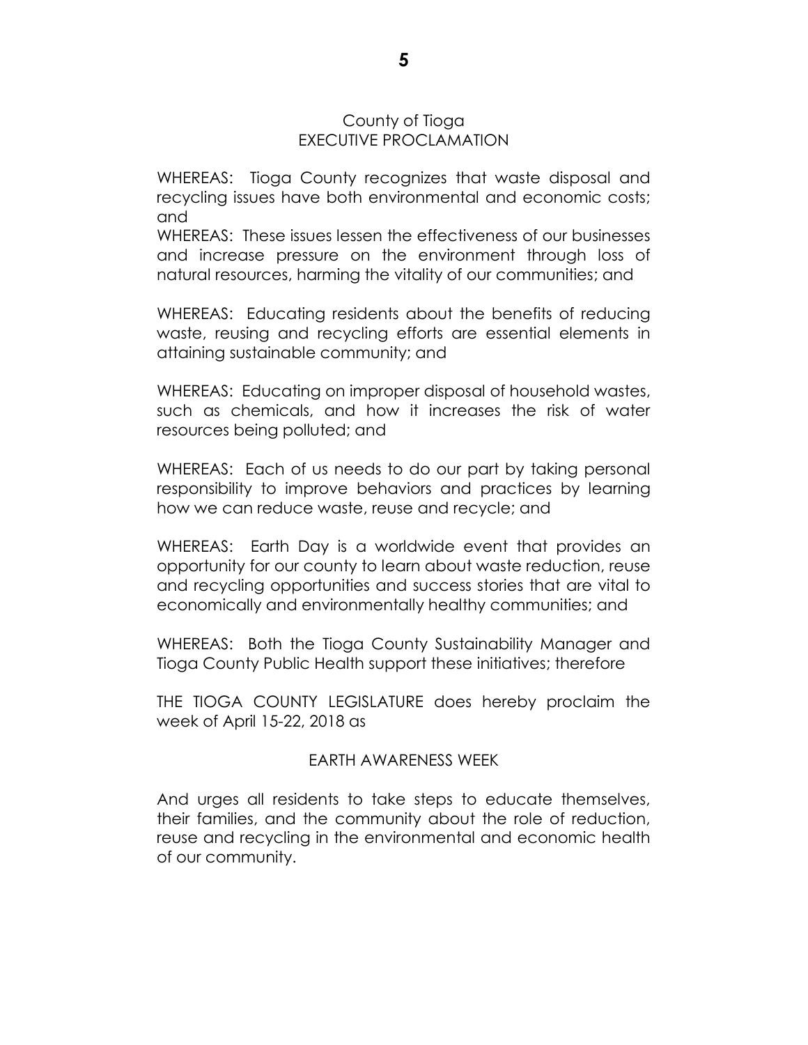County of Tioga
EXECUTIVE PROCLAMATION

WHEREAS: Tioga County recognizes that waste disposal and recycling issues have both environmental and economic costs; and

WHEREAS: These issues lessen the effectiveness of our businesses and increase pressure on the environment through loss of natural resources, harming the vitality of our communities; and

WHEREAS: Educating residents about the benefits of reducing waste, reusing and recycling efforts are essential elements in attaining sustainable community; and

WHEREAS: Educating on improper disposal of household wastes, such as chemicals, and how it increases the risk of water resources being polluted; and

WHEREAS: Each of us needs to do our part by taking personal responsibility to improve behaviors and practices by learning how we can reduce waste, reuse and recycle; and

WHEREAS: Earth Day is a worldwide event that provides an opportunity for our county to learn about waste reduction, reuse and recycling opportunities and success stories that are vital to economically and environmentally healthy communities; and

WHEREAS: Both the Tioga County Sustainability Manager and Tioga County Public Health support these initiatives; therefore

THE TIOGA COUNTY LEGISLATURE does hereby proclaim the week of April 15-22, 2018 as

EARTH AWARENESS WEEK

And urges all residents to take steps to educate themselves, their families, and the community about the role of reduction, reuse and recycling in the environmental and economic health of our community.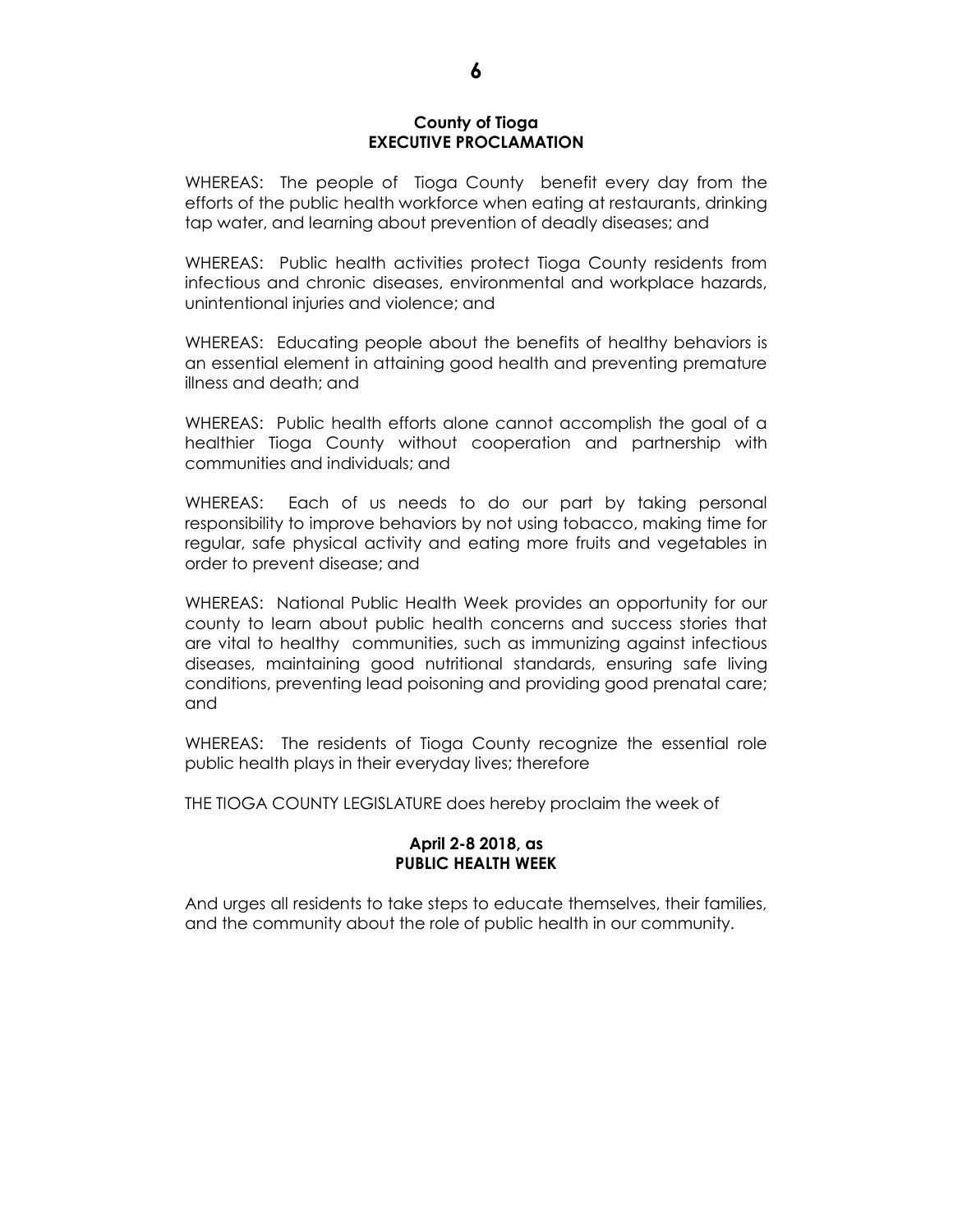**County of Tioga**
**EXECUTIVE PROCLAMATION**

WHEREAS: The people of Tioga County benefit every day from the efforts of the public health workforce when eating at restaurants, drinking tap water, and learning about prevention of deadly diseases; and

WHEREAS: Public health activities protect Tioga County residents from infectious and chronic diseases, environmental and workplace hazards, unintentional injuries and violence; and

WHEREAS: Educating people about the benefits of healthy behaviors is an essential element in attaining good health and preventing premature illness and death; and

WHEREAS: Public health efforts alone cannot accomplish the goal of a healthier Tioga County without cooperation and partnership with communities and individuals; and

WHEREAS: Each of us needs to do our part by taking personal responsibility to improve behaviors by not using tobacco, making time for regular, safe physical activity and eating more fruits and vegetables in order to prevent disease; and

WHEREAS: National Public Health Week provides an opportunity for our county to learn about public health concerns and success stories that are vital to healthy communities, such as immunizing against infectious diseases, maintaining good nutritional standards, ensuring safe living conditions, preventing lead poisoning and providing good prenatal care; and

WHEREAS: The residents of Tioga County recognize the essential role public health plays in their everyday lives; therefore

THE TIOGA COUNTY LEGISLATURE does hereby proclaim the week of

**April 2-8 2018, as**
**PUBLIC HEALTH WEEK**

And urges all residents to take steps to educate themselves, their families, and the community about the role of public health in our community.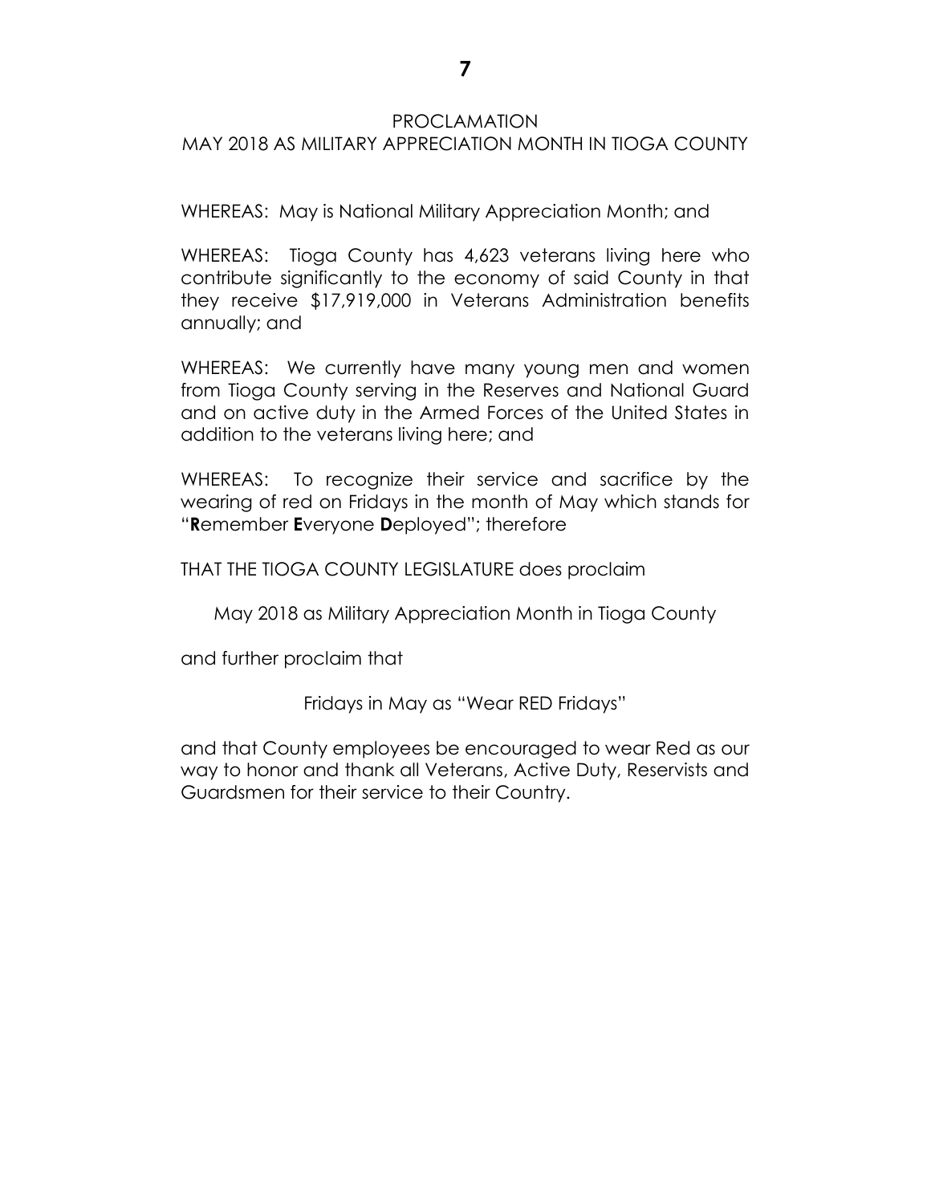# PROCLAMATION
## MAY 2018 AS MILITARY APPRECIATION MONTH IN TIOGA COUNTY

WHEREAS: May is National Military Appreciation Month; and

WHEREAS: Tioga County has 4,623 veterans living here who contribute significantly to the economy of said County in that they receive $17,919,000 in Veterans Administration benefits annually; and

WHEREAS: We currently have many young men and women from Tioga County serving in the Reserves and National Guard and on active duty in the Armed Forces of the United States in addition to the veterans living here; and

WHEREAS: To recognize their service and sacrifice by the wearing of red on Fridays in the month of May which stands for "**R**emember **E**veryone **D**eployed"; therefore

THAT THE TIOGA COUNTY LEGISLATURE does proclaim

May 2018 as Military Appreciation Month in Tioga County

and further proclaim that

Fridays in May as "Wear RED Fridays"

and that County employees be encouraged to wear Red as our way to honor and thank all Veterans, Active Duty, Reservists and Guardsmen for their service to their Country.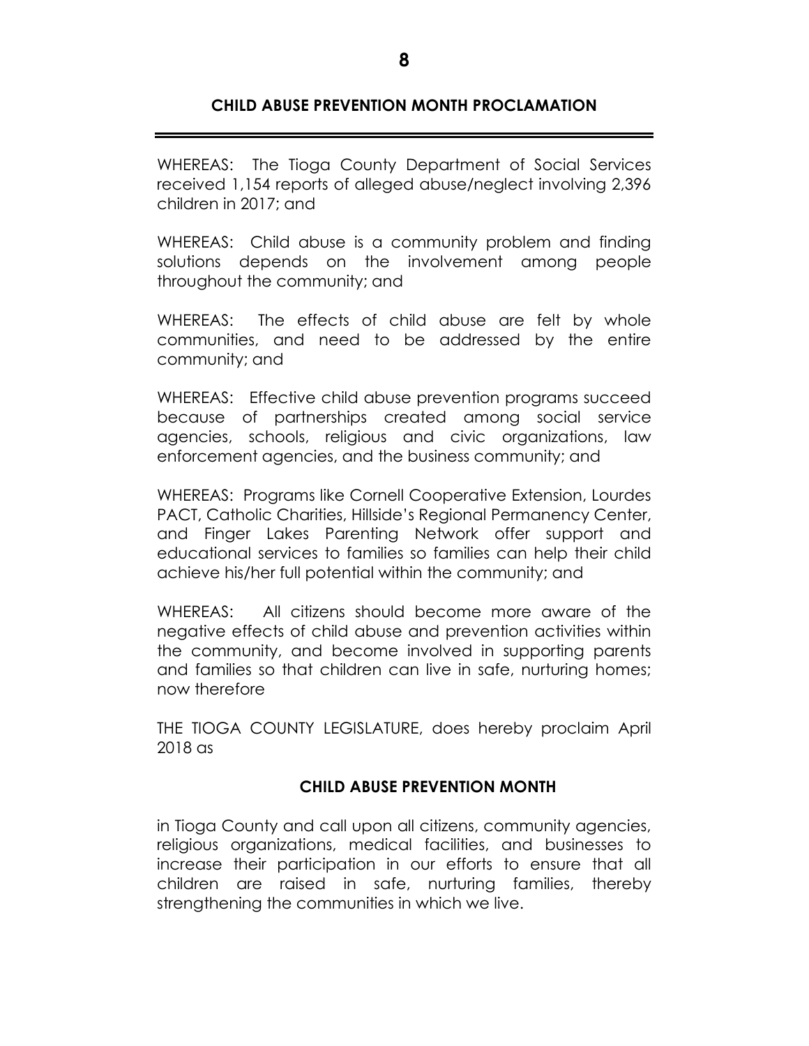## CHILD ABUSE PREVENTION MONTH PROCLAMATION

WHEREAS: The Tioga County Department of Social Services received 1,154 reports of alleged abuse/neglect involving 2,396 children in 2017; and

WHEREAS: Child abuse is a community problem and finding solutions depends on the involvement among people throughout the community; and

WHEREAS: The effects of child abuse are felt by whole communities, and need to be addressed by the entire community; and

WHEREAS: Effective child abuse prevention programs succeed because of partnerships created among social service agencies, schools, religious and civic organizations, law enforcement agencies, and the business community; and

WHEREAS: Programs like Cornell Cooperative Extension, Lourdes PACT, Catholic Charities, Hillside's Regional Permanency Center, and Finger Lakes Parenting Network offer support and educational services to families so families can help their child achieve his/her full potential within the community; and

WHEREAS: All citizens should become more aware of the negative effects of child abuse and prevention activities within the community, and become involved in supporting parents and families so that children can live in safe, nurturing homes; now therefore

THE TIOGA COUNTY LEGISLATURE, does hereby proclaim April 2018 as

**CHILD ABUSE PREVENTION MONTH**

in Tioga County and call upon all citizens, community agencies, religious organizations, medical facilities, and businesses to increase their participation in our efforts to ensure that all children are raised in safe, nurturing families, thereby strengthening the communities in which we live.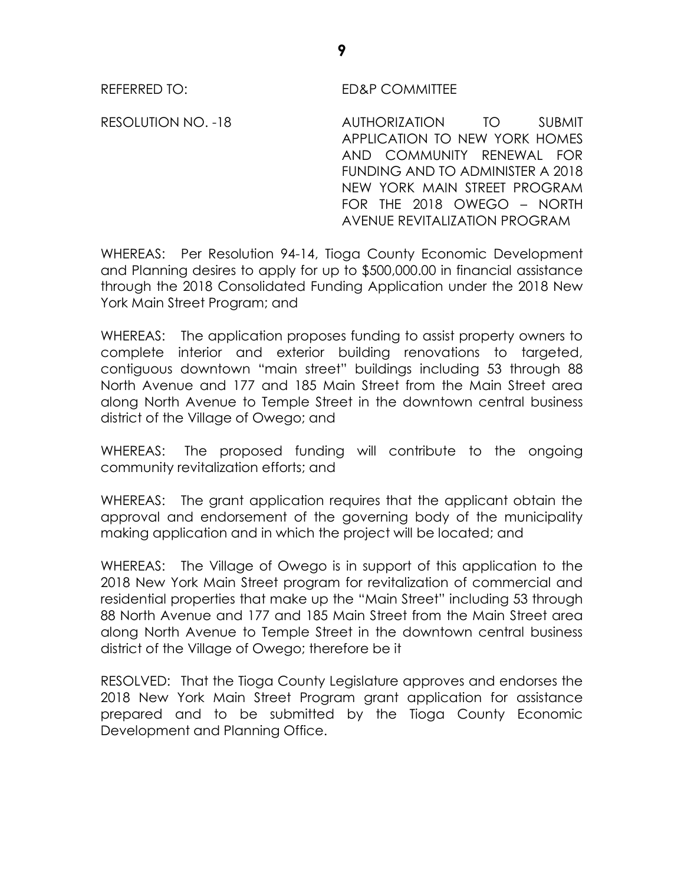REFERRED TO: ED&P COMMITTEE

RESOLUTION NO. -18 AUTHORIZATION TO SUBMIT APPLICATION TO NEW YORK HOMES AND COMMUNITY RENEWAL FOR FUNDING AND TO ADMINISTER A 2018 NEW YORK MAIN STREET PROGRAM FOR THE 2018 OWEGO – NORTH AVENUE REVITALIZATION PROGRAM

WHEREAS: Per Resolution 94-14, Tioga County Economic Development and Planning desires to apply for up to $500,000.00 in financial assistance through the 2018 Consolidated Funding Application under the 2018 New York Main Street Program; and

WHEREAS: The application proposes funding to assist property owners to complete interior and exterior building renovations to targeted, contiguous downtown "main street" buildings including 53 through 88 North Avenue and 177 and 185 Main Street from the Main Street area along North Avenue to Temple Street in the downtown central business district of the Village of Owego; and

WHEREAS: The proposed funding will contribute to the ongoing community revitalization efforts; and

WHEREAS: The grant application requires that the applicant obtain the approval and endorsement of the governing body of the municipality making application and in which the project will be located; and

WHEREAS: The Village of Owego is in support of this application to the 2018 New York Main Street program for revitalization of commercial and residential properties that make up the "Main Street" including 53 through 88 North Avenue and 177 and 185 Main Street from the Main Street area along North Avenue to Temple Street in the downtown central business district of the Village of Owego; therefore be it

RESOLVED: That the Tioga County Legislature approves and endorses the 2018 New York Main Street Program grant application for assistance prepared and to be submitted by the Tioga County Economic Development and Planning Office.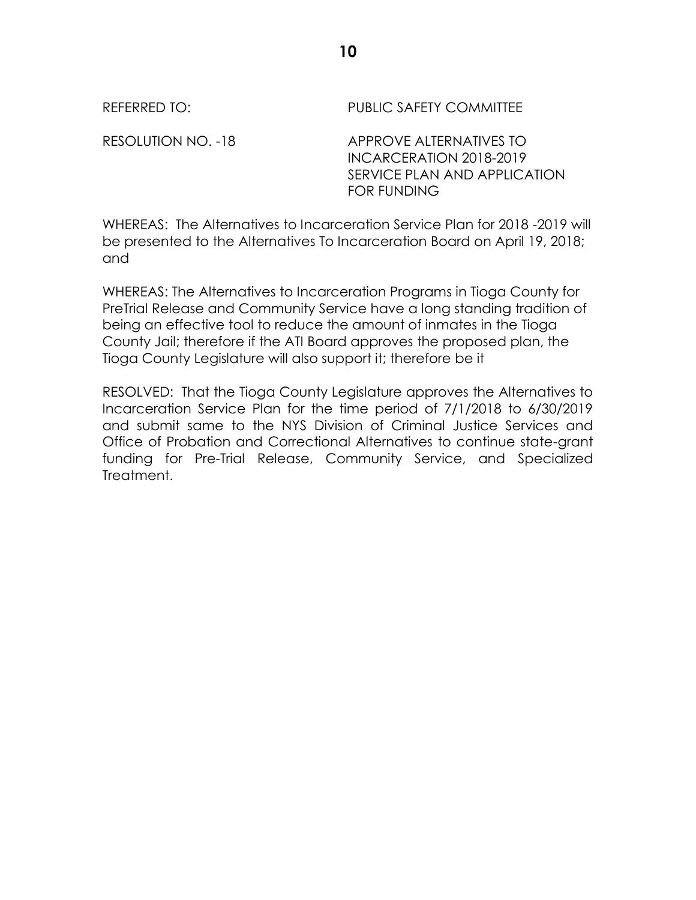REFERRED TO: PUBLIC SAFETY COMMITTEE

RESOLUTION NO. -18 APPROVE ALTERNATIVES TO INCARCERATION 2018-2019 SERVICE PLAN AND APPLICATION FOR FUNDING

WHEREAS: The Alternatives to Incarceration Service Plan for 2018 -2019 will be presented to the Alternatives To Incarceration Board on April 19, 2018; and

WHEREAS: The Alternatives to Incarceration Programs in Tioga County for PreTrial Release and Community Service have a long standing tradition of being an effective tool to reduce the amount of inmates in the Tioga County Jail; therefore if the ATI Board approves the proposed plan, the Tioga County Legislature will also support it; therefore be it

RESOLVED: That the Tioga County Legislature approves the Alternatives to Incarceration Service Plan for the time period of 7/1/2018 to 6/30/2019 and submit same to the NYS Division of Criminal Justice Services and Office of Probation and Correctional Alternatives to continue state-grant funding for Pre-Trial Release, Community Service, and Specialized Treatment.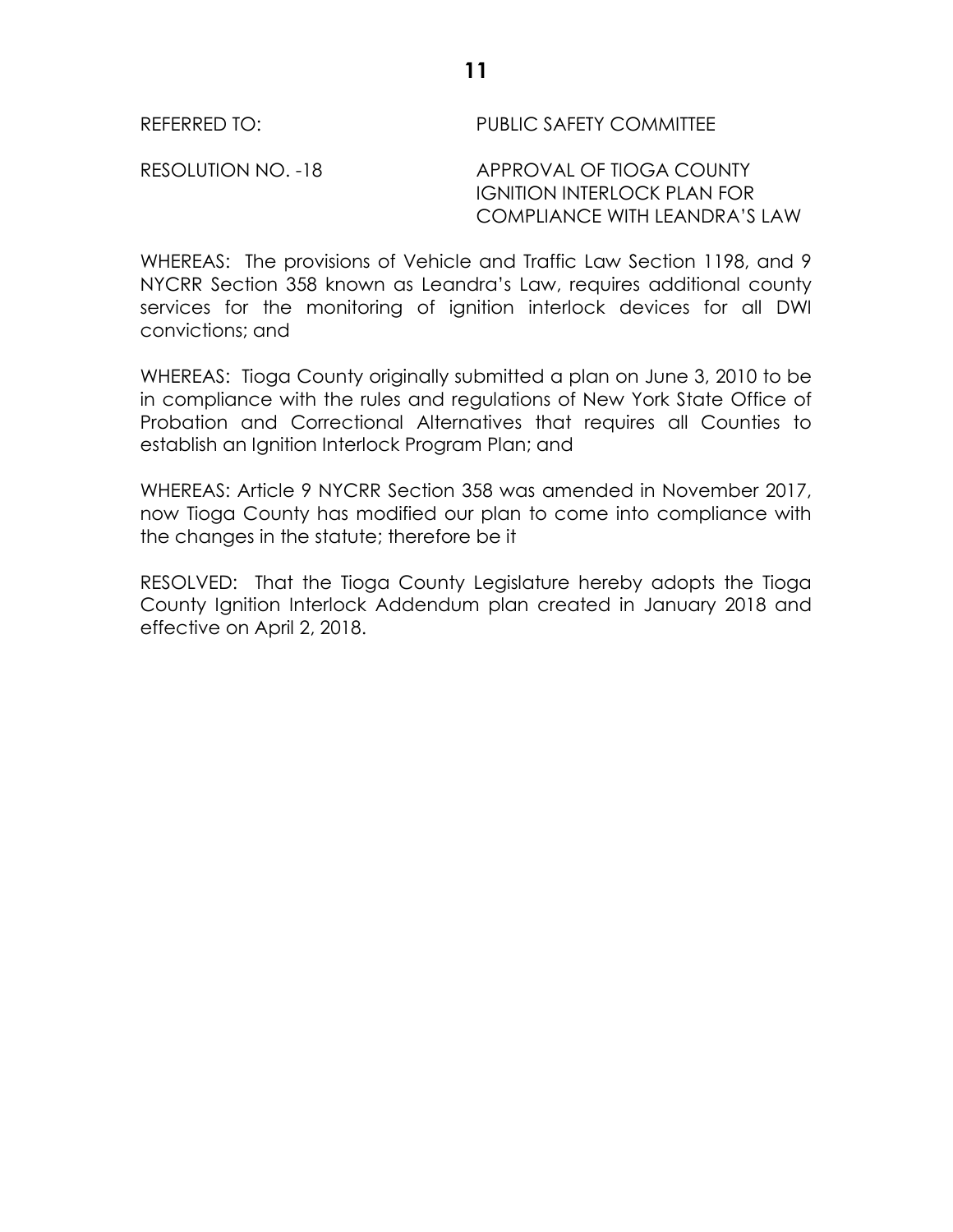REFERRED TO: PUBLIC SAFETY COMMITTEE

RESOLUTION NO. -18 APPROVAL OF TIOGA COUNTY IGNITION INTERLOCK PLAN FOR COMPLIANCE WITH LEANDRA'S LAW

WHEREAS: The provisions of Vehicle and Traffic Law Section 1198, and 9 NYCRR Section 358 known as Leandra's Law, requires additional county services for the monitoring of ignition interlock devices for all DWI convictions; and

WHEREAS: Tioga County originally submitted a plan on June 3, 2010 to be in compliance with the rules and regulations of New York State Office of Probation and Correctional Alternatives that requires all Counties to establish an Ignition Interlock Program Plan; and

WHEREAS: Article 9 NYCRR Section 358 was amended in November 2017, now Tioga County has modified our plan to come into compliance with the changes in the statute; therefore be it

RESOLVED: That the Tioga County Legislature hereby adopts the Tioga County Ignition Interlock Addendum plan created in January 2018 and effective on April 2, 2018.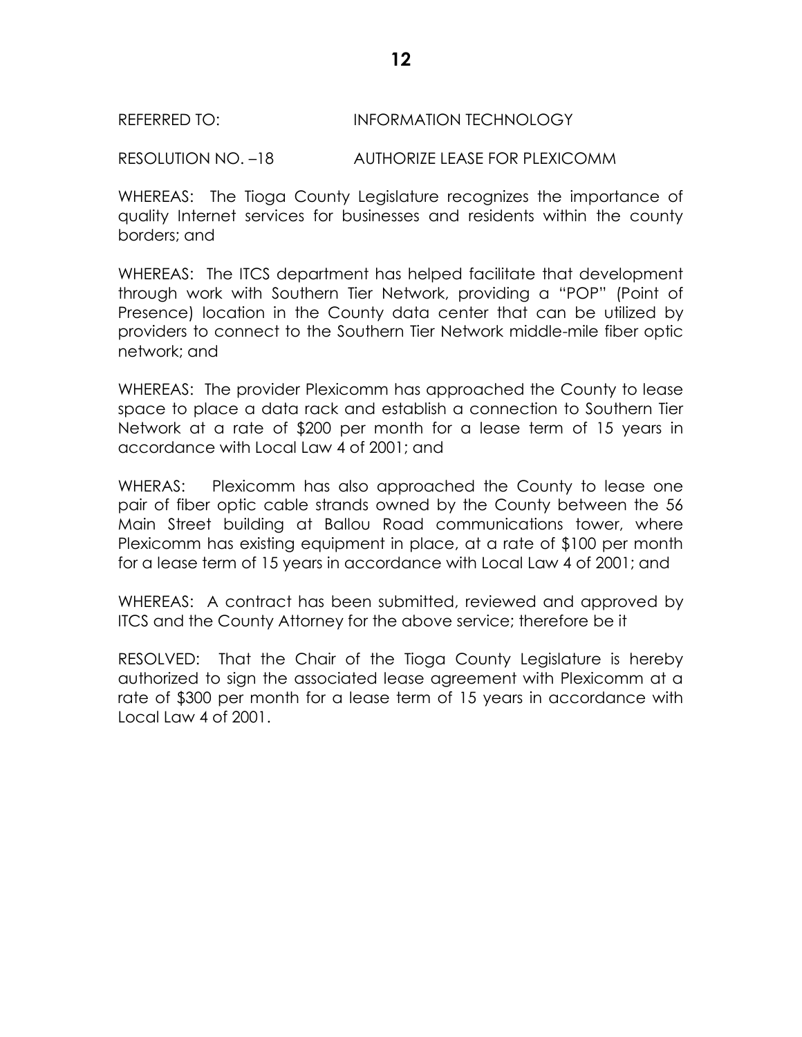REFERRED TO: INFORMATION TECHNOLOGY

RESOLUTION NO. –18 AUTHORIZE LEASE FOR PLEXICOMM

WHEREAS: The Tioga County Legislature recognizes the importance of quality Internet services for businesses and residents within the county borders; and

WHEREAS: The ITCS department has helped facilitate that development through work with Southern Tier Network, providing a "POP" (Point of Presence) location in the County data center that can be utilized by providers to connect to the Southern Tier Network middle-mile fiber optic network; and

WHEREAS: The provider Plexicomm has approached the County to lease space to place a data rack and establish a connection to Southern Tier Network at a rate of $200 per month for a lease term of 15 years in accordance with Local Law 4 of 2001; and

WHERAS: Plexicomm has also approached the County to lease one pair of fiber optic cable strands owned by the County between the 56 Main Street building at Ballou Road communications tower, where Plexicomm has existing equipment in place, at a rate of $100 per month for a lease term of 15 years in accordance with Local Law 4 of 2001; and

WHEREAS: A contract has been submitted, reviewed and approved by ITCS and the County Attorney for the above service; therefore be it

RESOLVED: That the Chair of the Tioga County Legislature is hereby authorized to sign the associated lease agreement with Plexicomm at a rate of $300 per month for a lease term of 15 years in accordance with Local Law 4 of 2001.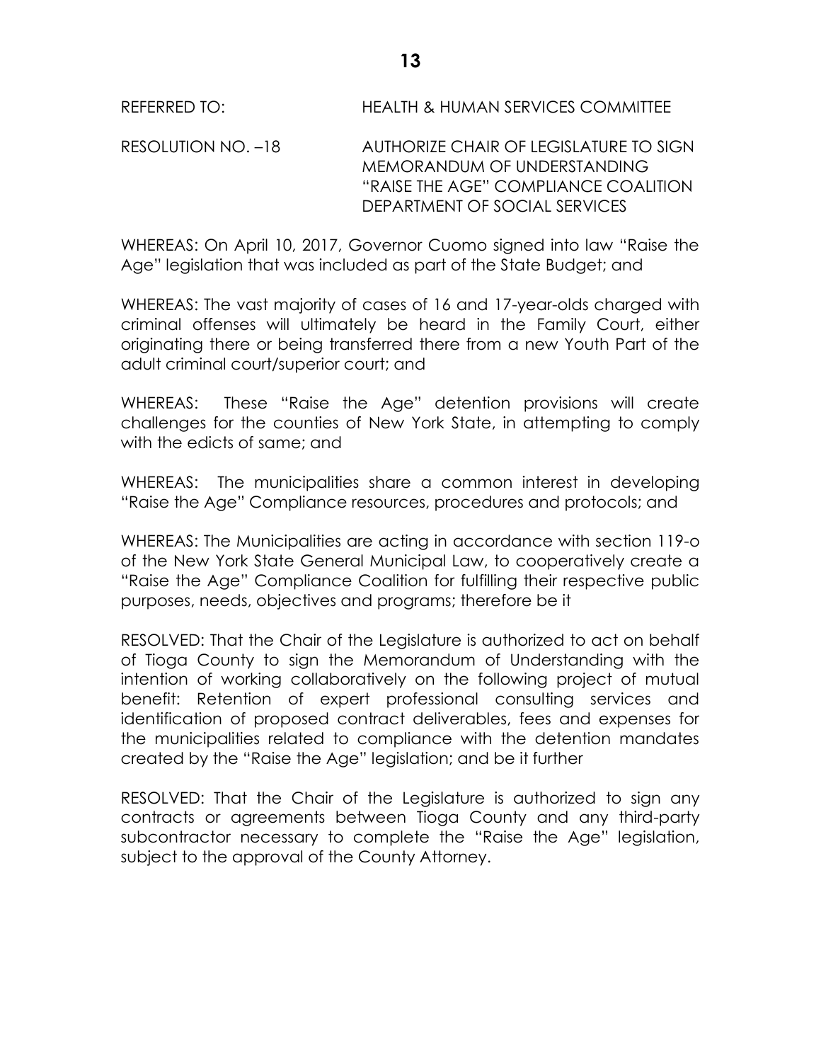REFERRED TO: HEALTH & HUMAN SERVICES COMMITTEE

RESOLUTION NO. –18 AUTHORIZE CHAIR OF LEGISLATURE TO SIGN MEMORANDUM OF UNDERSTANDING "RAISE THE AGE" COMPLIANCE COALITION DEPARTMENT OF SOCIAL SERVICES

WHEREAS: On April 10, 2017, Governor Cuomo signed into law "Raise the Age" legislation that was included as part of the State Budget; and

WHEREAS: The vast majority of cases of 16 and 17-year-olds charged with criminal offenses will ultimately be heard in the Family Court, either originating there or being transferred there from a new Youth Part of the adult criminal court/superior court; and

WHEREAS: These "Raise the Age" detention provisions will create challenges for the counties of New York State, in attempting to comply with the edicts of same; and

WHEREAS: The municipalities share a common interest in developing "Raise the Age" Compliance resources, procedures and protocols; and

WHEREAS: The Municipalities are acting in accordance with section 119-o of the New York State General Municipal Law, to cooperatively create a "Raise the Age" Compliance Coalition for fulfilling their respective public purposes, needs, objectives and programs; therefore be it

RESOLVED: That the Chair of the Legislature is authorized to act on behalf of Tioga County to sign the Memorandum of Understanding with the intention of working collaboratively on the following project of mutual benefit: Retention of expert professional consulting services and identification of proposed contract deliverables, fees and expenses for the municipalities related to compliance with the detention mandates created by the "Raise the Age" legislation; and be it further

RESOLVED: That the Chair of the Legislature is authorized to sign any contracts or agreements between Tioga County and any third-party subcontractor necessary to complete the "Raise the Age" legislation, subject to the approval of the County Attorney.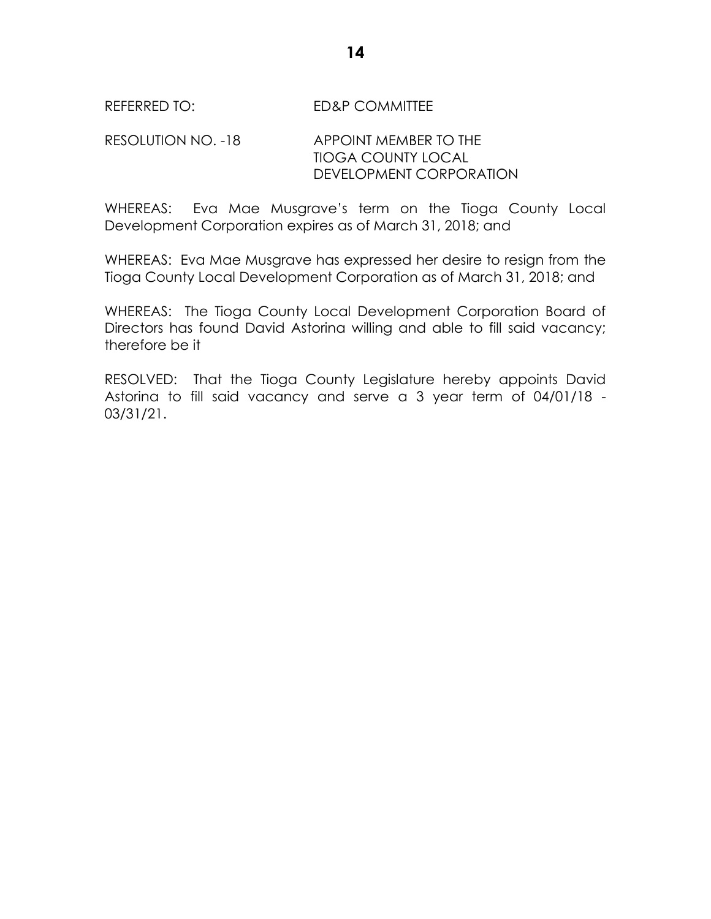REFERRED TO: ED&P COMMITTEE

RESOLUTION NO. -18 APPOINT MEMBER TO THE TIOGA COUNTY LOCAL DEVELOPMENT CORPORATION

WHEREAS: Eva Mae Musgrave's term on the Tioga County Local Development Corporation expires as of March 31, 2018; and

WHEREAS: Eva Mae Musgrave has expressed her desire to resign from the Tioga County Local Development Corporation as of March 31, 2018; and

WHEREAS: The Tioga County Local Development Corporation Board of Directors has found David Astorina willing and able to fill said vacancy; therefore be it

RESOLVED: That the Tioga County Legislature hereby appoints David Astorina to fill said vacancy and serve a 3 year term of 04/01/18 - 03/31/21.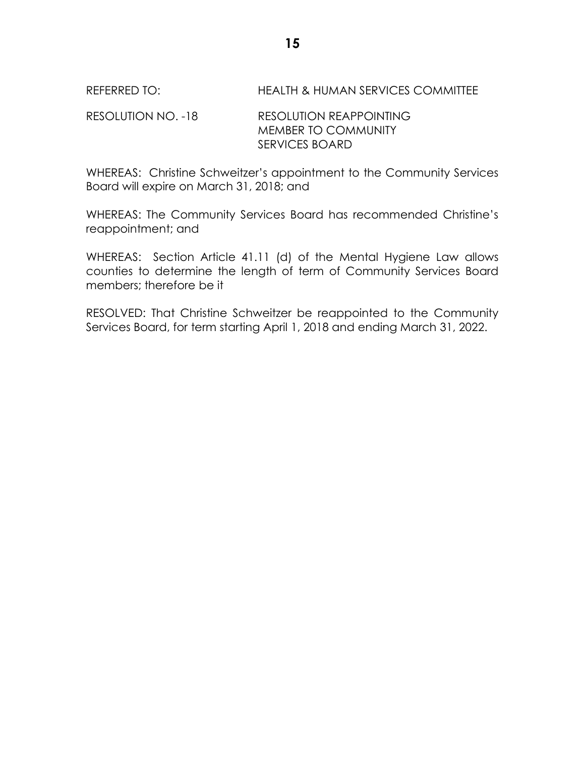REFERRED TO: HEALTH & HUMAN SERVICES COMMITTEE

RESOLUTION NO. -18 RESOLUTION REAPPOINTING MEMBER TO COMMUNITY SERVICES BOARD

WHEREAS: Christine Schweitzer's appointment to the Community Services Board will expire on March 31, 2018; and

WHEREAS: The Community Services Board has recommended Christine's reappointment; and

WHEREAS: Section Article 41.11 (d) of the Mental Hygiene Law allows counties to determine the length of term of Community Services Board members; therefore be it

RESOLVED: That Christine Schweitzer be reappointed to the Community Services Board, for term starting April 1, 2018 and ending March 31, 2022.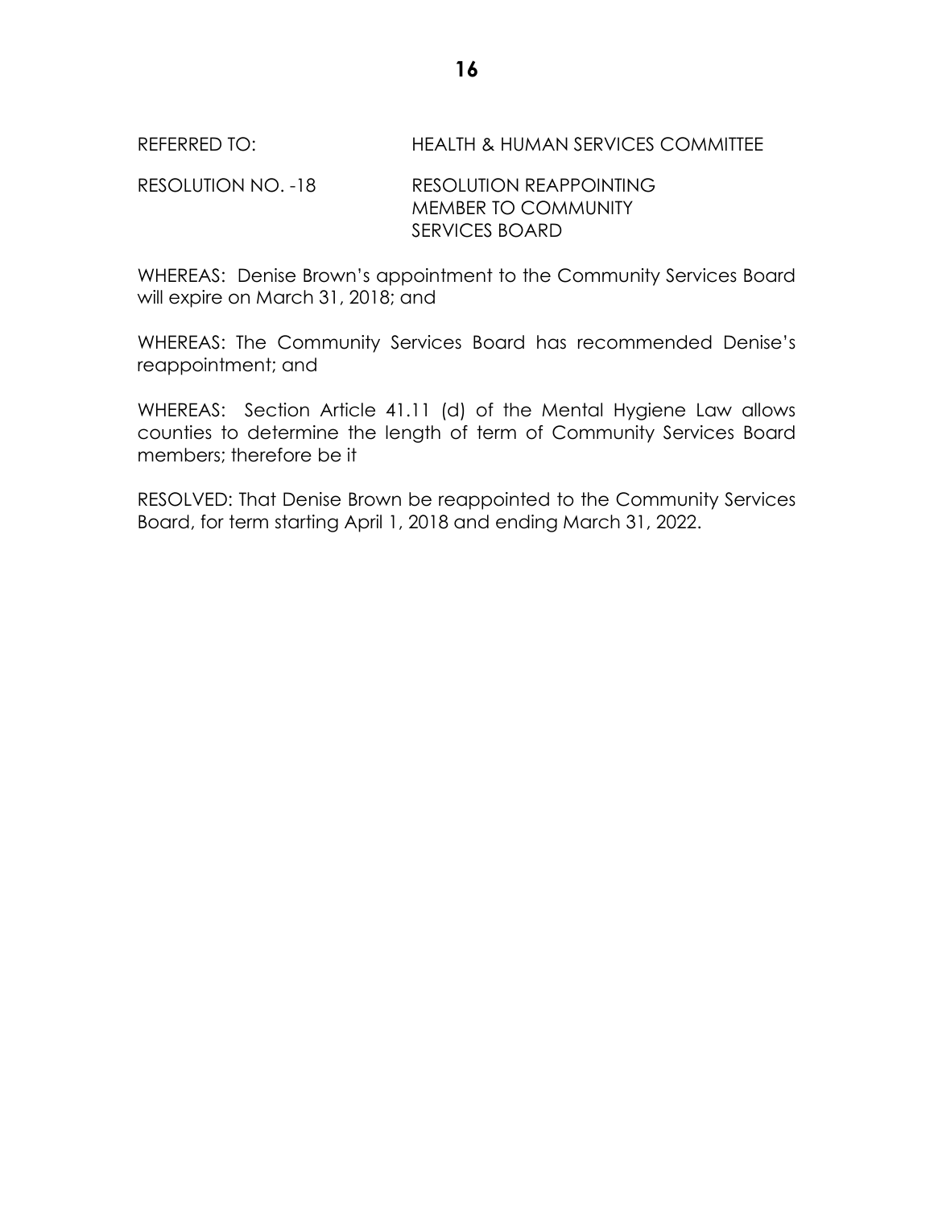REFERRED TO: HEALTH & HUMAN SERVICES COMMITTEE

RESOLUTION NO. -18 RESOLUTION REAPPOINTING MEMBER TO COMMUNITY SERVICES BOARD

WHEREAS: Denise Brown's appointment to the Community Services Board will expire on March 31, 2018; and

WHEREAS: The Community Services Board has recommended Denise's reappointment; and

WHEREAS: Section Article 41.11 (d) of the Mental Hygiene Law allows counties to determine the length of term of Community Services Board members; therefore be it

RESOLVED: That Denise Brown be reappointed to the Community Services Board, for term starting April 1, 2018 and ending March 31, 2022.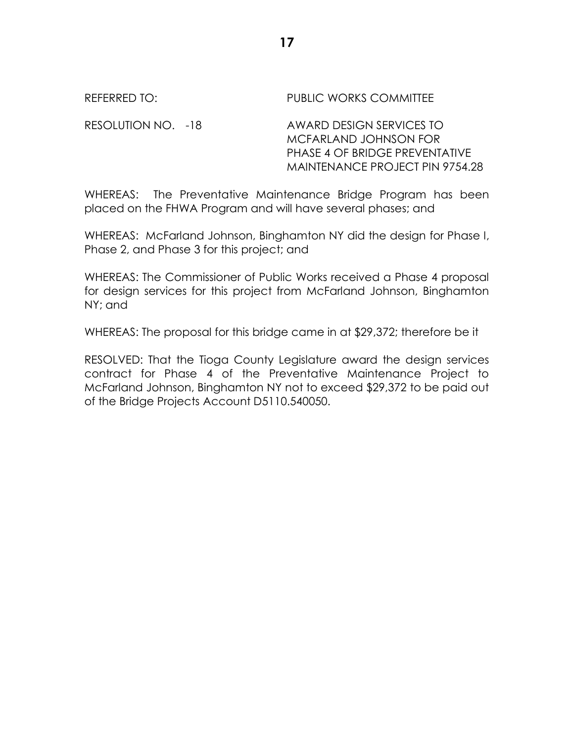REFERRED TO: PUBLIC WORKS COMMITTEE

RESOLUTION NO. -18 AWARD DESIGN SERVICES TO MCFARLAND JOHNSON FOR PHASE 4 OF BRIDGE PREVENTATIVE MAINTENANCE PROJECT PIN 9754.28

WHEREAS: The Preventative Maintenance Bridge Program has been placed on the FHWA Program and will have several phases; and

WHEREAS: McFarland Johnson, Binghamton NY did the design for Phase I, Phase 2, and Phase 3 for this project; and

WHEREAS: The Commissioner of Public Works received a Phase 4 proposal for design services for this project from McFarland Johnson, Binghamton NY; and

WHEREAS: The proposal for this bridge came in at $29,372; therefore be it

RESOLVED: That the Tioga County Legislature award the design services contract for Phase 4 of the Preventative Maintenance Project to McFarland Johnson, Binghamton NY not to exceed $29,372 to be paid out of the Bridge Projects Account D5110.540050.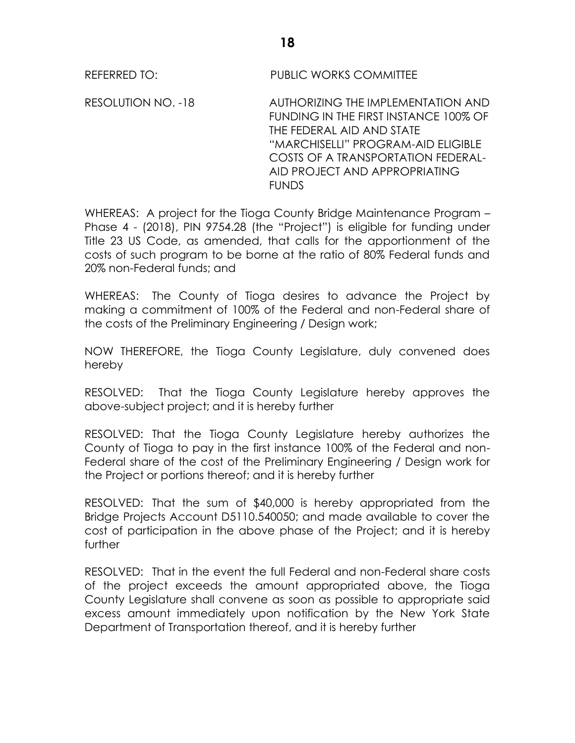REFERRED TO: PUBLIC WORKS COMMITTEE

RESOLUTION NO. -18 AUTHORIZING THE IMPLEMENTATION AND FUNDING IN THE FIRST INSTANCE 100% OF THE FEDERAL AID AND STATE "MARCHISELLI" PROGRAM-AID ELIGIBLE COSTS OF A TRANSPORTATION FEDERAL-AID PROJECT AND APPROPRIATING FUNDS

WHEREAS: A project for the Tioga County Bridge Maintenance Program – Phase 4 - (2018), PIN 9754.28 (the "Project") is eligible for funding under Title 23 US Code, as amended, that calls for the apportionment of the costs of such program to be borne at the ratio of 80% Federal funds and 20% non-Federal funds; and

WHEREAS: The County of Tioga desires to advance the Project by making a commitment of 100% of the Federal and non-Federal share of the costs of the Preliminary Engineering / Design work;

NOW THEREFORE, the Tioga County Legislature, duly convened does hereby

RESOLVED: That the Tioga County Legislature hereby approves the above-subject project; and it is hereby further

RESOLVED: That the Tioga County Legislature hereby authorizes the County of Tioga to pay in the first instance 100% of the Federal and non-Federal share of the cost of the Preliminary Engineering / Design work for the Project or portions thereof; and it is hereby further

RESOLVED: That the sum of $40,000 is hereby appropriated from the Bridge Projects Account D5110.540050; and made available to cover the cost of participation in the above phase of the Project; and it is hereby further

RESOLVED: That in the event the full Federal and non-Federal share costs of the project exceeds the amount appropriated above, the Tioga County Legislature shall convene as soon as possible to appropriate said excess amount immediately upon notification by the New York State Department of Transportation thereof, and it is hereby further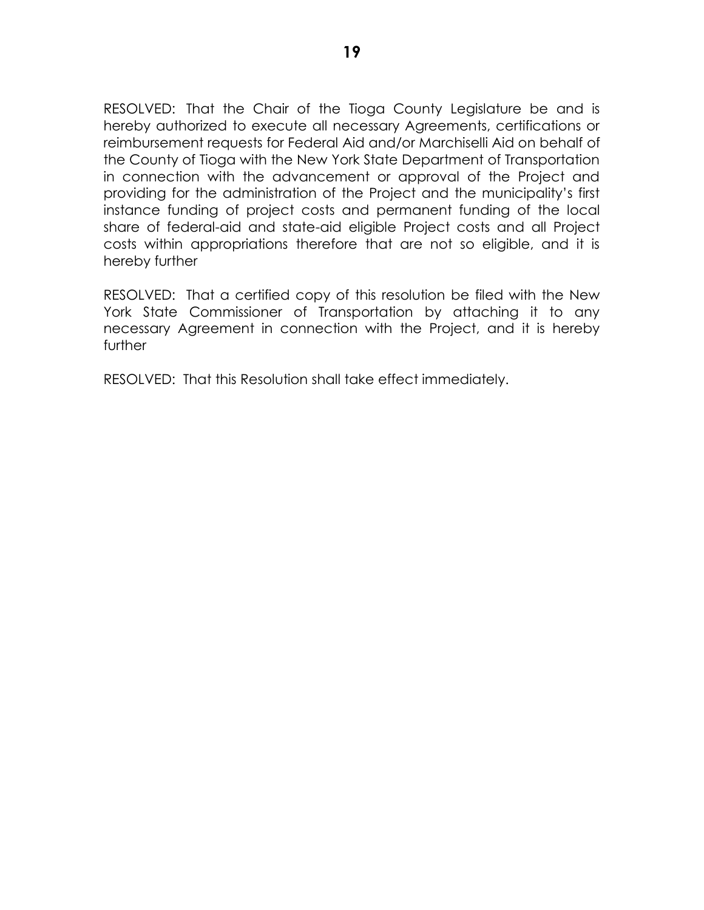RESOLVED: That the Chair of the Tioga County Legislature be and is hereby authorized to execute all necessary Agreements, certifications or reimbursement requests for Federal Aid and/or Marchiselli Aid on behalf of the County of Tioga with the New York State Department of Transportation in connection with the advancement or approval of the Project and providing for the administration of the Project and the municipality's first instance funding of project costs and permanent funding of the local share of federal-aid and state-aid eligible Project costs and all Project costs within appropriations therefore that are not so eligible, and it is hereby further

RESOLVED: That a certified copy of this resolution be filed with the New York State Commissioner of Transportation by attaching it to any necessary Agreement in connection with the Project, and it is hereby further

RESOLVED: That this Resolution shall take effect immediately.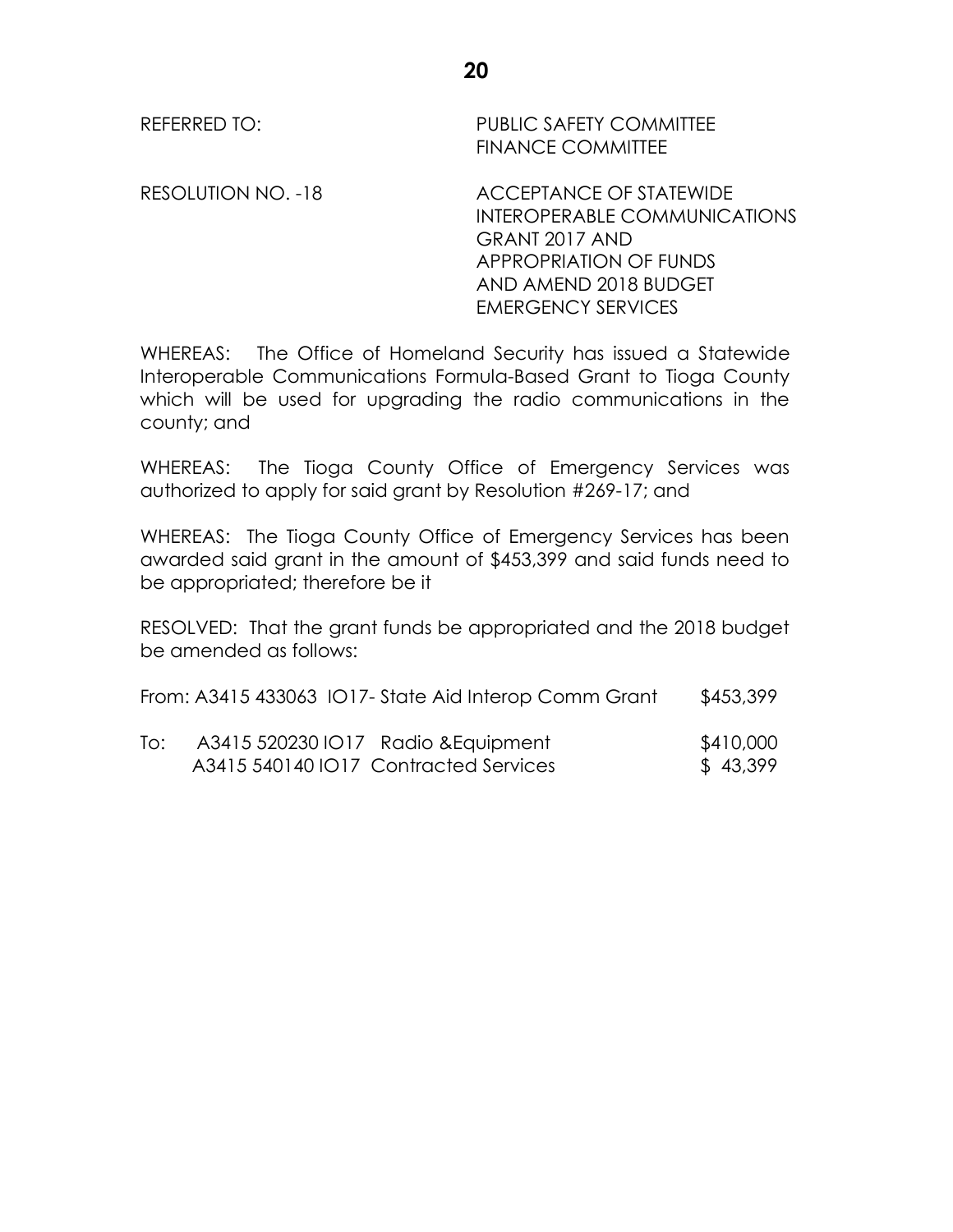REFERRED TO: PUBLIC SAFETY COMMITTEE
FINANCE COMMITTEE

RESOLUTION NO. -18 ACCEPTANCE OF STATEWIDE INTEROPERABLE COMMUNICATIONS GRANT 2017 AND APPROPRIATION OF FUNDS AND AMEND 2018 BUDGET EMERGENCY SERVICES

WHEREAS: The Office of Homeland Security has issued a Statewide Interoperable Communications Formula-Based Grant to Tioga County which will be used for upgrading the radio communications in the county; and

WHEREAS: The Tioga County Office of Emergency Services was authorized to apply for said grant by Resolution #269-17; and

WHEREAS: The Tioga County Office of Emergency Services has been awarded said grant in the amount of $453,399 and said funds need to be appropriated; therefore be it

RESOLVED: That the grant funds be appropriated and the 2018 budget be amended as follows:

From: A3415 433063 IO17- State Aid Interop Comm Grant $453,399

To: A3415 520230 IO17 Radio &Equipment $410,000
A3415 540140 IO17 Contracted Services $ 43,399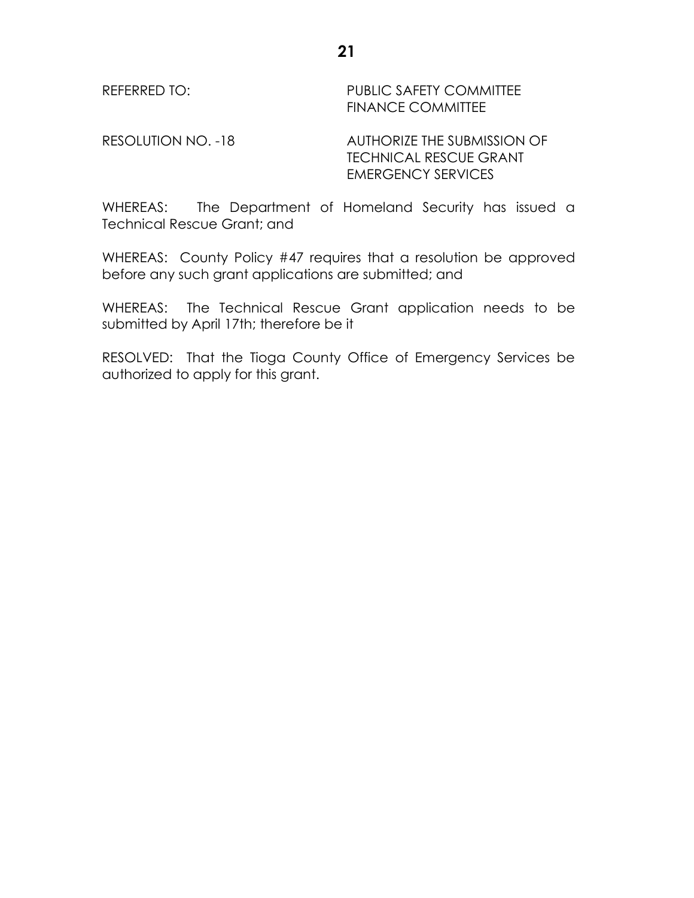REFERRED TO: PUBLIC SAFETY COMMITTEE
FINANCE COMMITTEE

RESOLUTION NO. -18 AUTHORIZE THE SUBMISSION OF TECHNICAL RESCUE GRANT EMERGENCY SERVICES

WHEREAS: The Department of Homeland Security has issued a Technical Rescue Grant; and

WHEREAS: County Policy #47 requires that a resolution be approved before any such grant applications are submitted; and

WHEREAS: The Technical Rescue Grant application needs to be submitted by April 17th; therefore be it

RESOLVED: That the Tioga County Office of Emergency Services be authorized to apply for this grant.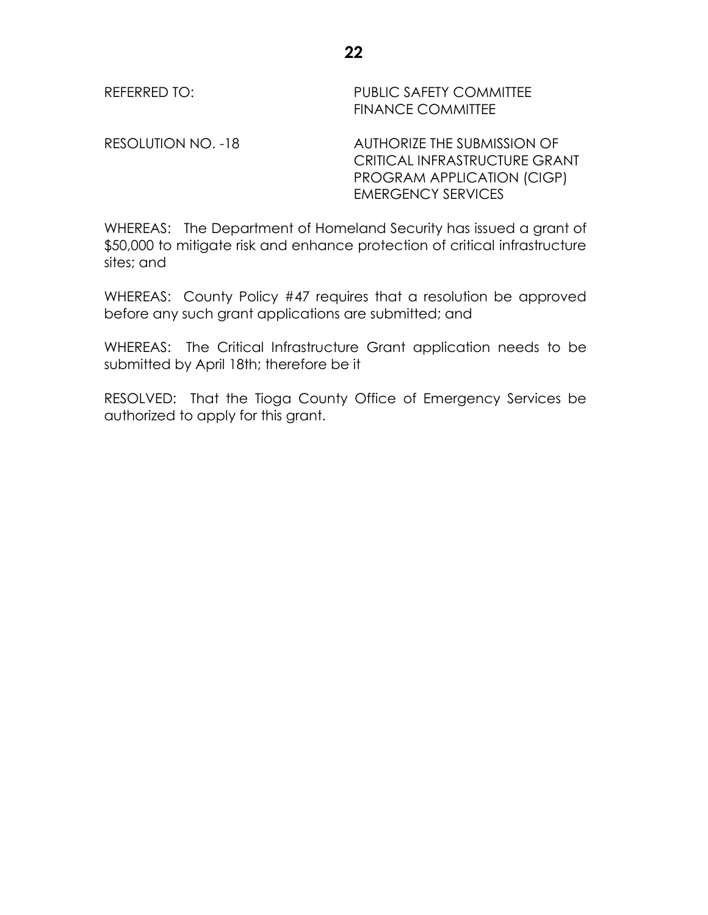REFERRED TO: PUBLIC SAFETY COMMITTEE
FINANCE COMMITTEE

RESOLUTION NO. -18 AUTHORIZE THE SUBMISSION OF CRITICAL INFRASTRUCTURE GRANT PROGRAM APPLICATION (CIGP) EMERGENCY SERVICES

WHEREAS: The Department of Homeland Security has issued a grant of $50,000 to mitigate risk and enhance protection of critical infrastructure sites; and

WHEREAS: County Policy #47 requires that a resolution be approved before any such grant applications are submitted; and

WHEREAS: The Critical Infrastructure Grant application needs to be submitted by April 18th; therefore be it

RESOLVED: That the Tioga County Office of Emergency Services be authorized to apply for this grant.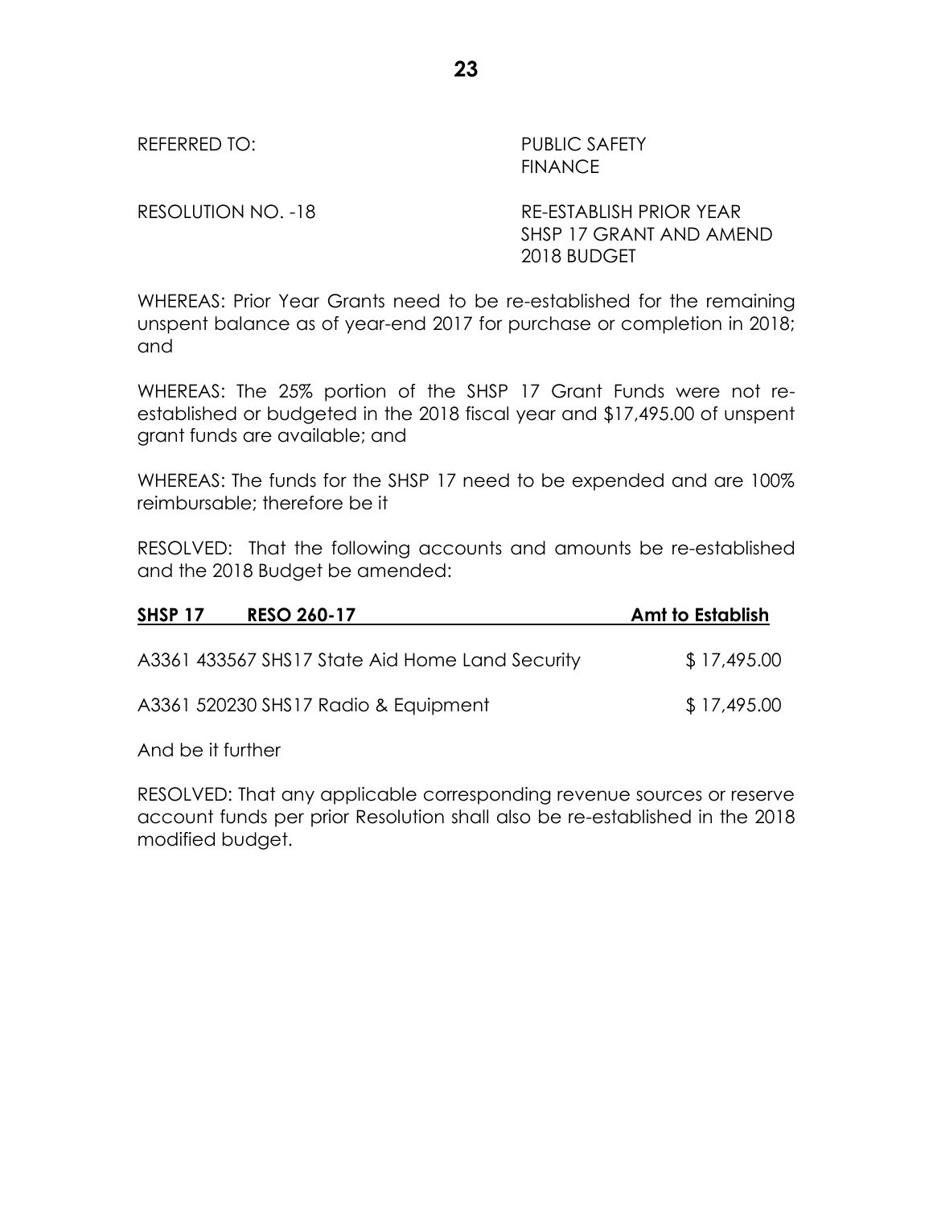REFERRED TO: PUBLIC SAFETY
FINANCE

RESOLUTION NO. -18 RE-ESTABLISH PRIOR YEAR SHSP 17 GRANT AND AMEND 2018 BUDGET

WHEREAS: Prior Year Grants need to be re-established for the remaining unspent balance as of year-end 2017 for purchase or completion in 2018; and

WHEREAS: The 25% portion of the SHSP 17 Grant Funds were not re-established or budgeted in the 2018 fiscal year and $17,495.00 of unspent grant funds are available; and

WHEREAS: The funds for the SHSP 17 need to be expended and are 100% reimbursable; therefore be it

RESOLVED: That the following accounts and amounts be re-established and the 2018 Budget be amended:

| **SHSP 17 RESO 260-17** | **Amt to Establish** |
|---|---|
| A3361 433567 SHS17 State Aid Home Land Security | $ 17,495.00 |
| A3361 520230 SHS17 Radio & Equipment | $ 17,495.00 |

And be it further

RESOLVED: That any applicable corresponding revenue sources or reserve account funds per prior Resolution shall also be re-established in the 2018 modified budget.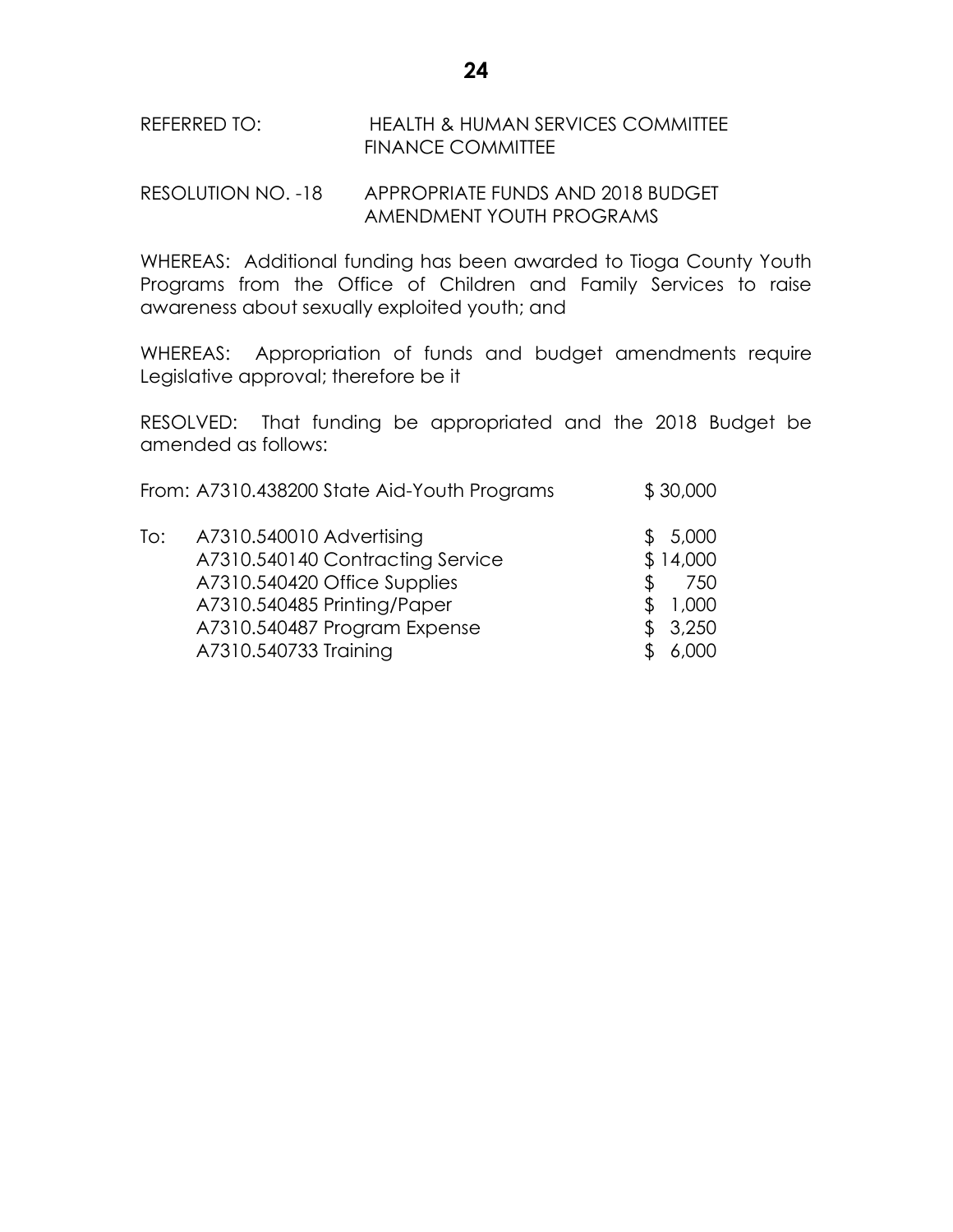REFERRED TO: HEALTH & HUMAN SERVICES COMMITTEE
FINANCE COMMITTEE

RESOLUTION NO. -18 APPROPRIATE FUNDS AND 2018 BUDGET AMENDMENT YOUTH PROGRAMS

WHEREAS: Additional funding has been awarded to Tioga County Youth Programs from the Office of Children and Family Services to raise awareness about sexually exploited youth; and

WHEREAS: Appropriation of funds and budget amendments require Legislative approval; therefore be it

RESOLVED: That funding be appropriated and the 2018 Budget be amended as follows:

| | | |
|---|---|---|
| From: | A7310.438200 State Aid-Youth Programs | $ 30,000 |
| To: | A7310.540010 Advertising | $ 5,000 |
| | A7310.540140 Contracting Service | $ 14,000 |
| | A7310.540420 Office Supplies | $ 750 |
| | A7310.540485 Printing/Paper | $ 1,000 |
| | A7310.540487 Program Expense | $ 3,250 |
| | A7310.540733 Training | $ 6,000 |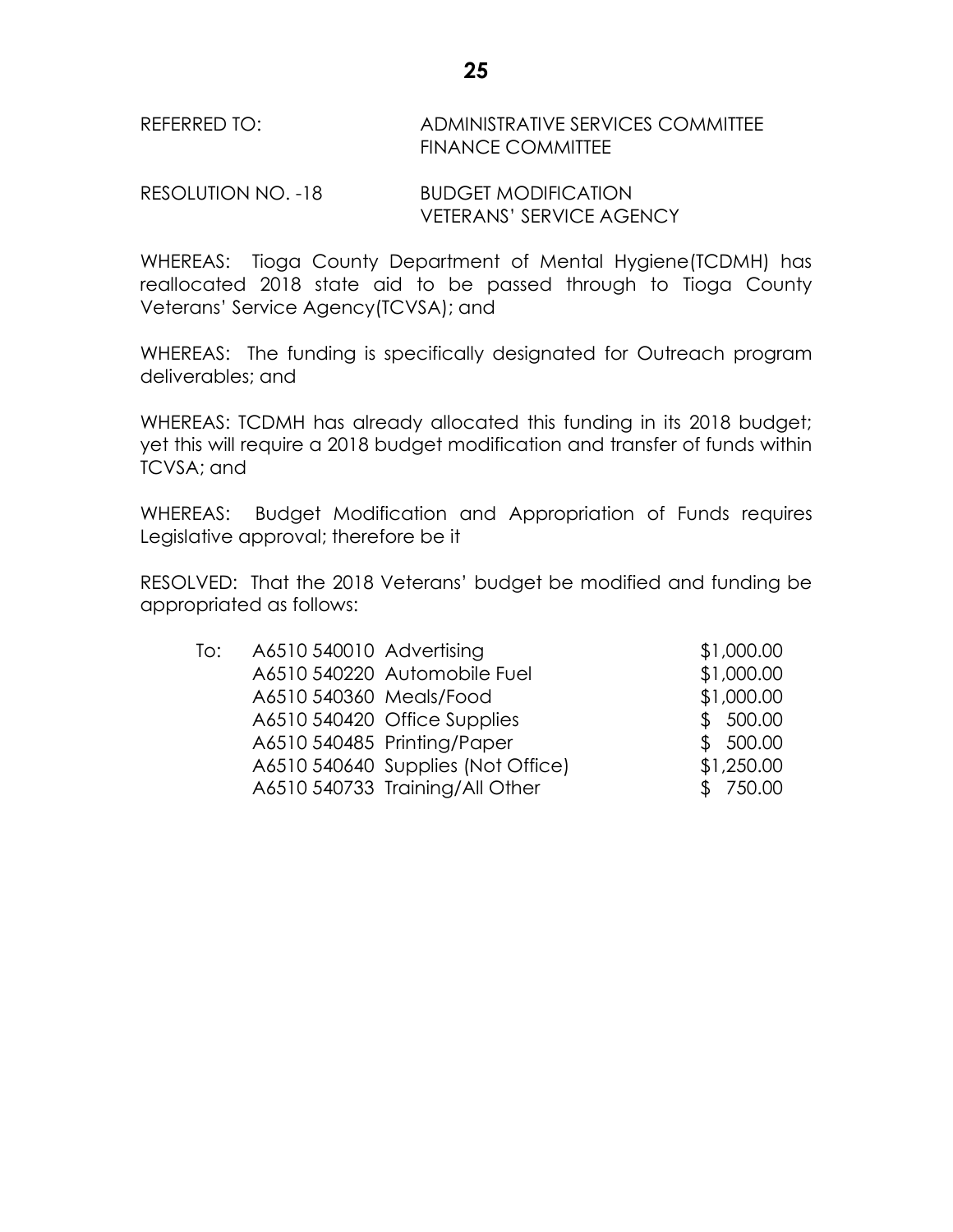REFERRED TO: ADMINISTRATIVE SERVICES COMMITTEE
FINANCE COMMITTEE

RESOLUTION NO. -18 BUDGET MODIFICATION
VETERANS' SERVICE AGENCY

WHEREAS: Tioga County Department of Mental Hygiene(TCDMH) has reallocated 2018 state aid to be passed through to Tioga County Veterans' Service Agency(TCVSA); and

WHEREAS: The funding is specifically designated for Outreach program deliverables; and

WHEREAS: TCDMH has already allocated this funding in its 2018 budget; yet this will require a 2018 budget modification and transfer of funds within TCVSA; and

WHEREAS: Budget Modification and Appropriation of Funds requires Legislative approval; therefore be it

RESOLVED: That the 2018 Veterans' budget be modified and funding be appropriated as follows:

| | | |
|---|---|---|
| To: | A6510 540010 Advertising | $1,000.00 |
| | A6510 540220 Automobile Fuel | $1,000.00 |
| | A6510 540360 Meals/Food | $1,000.00 |
| | A6510 540420 Office Supplies | $ 500.00 |
| | A6510 540485 Printing/Paper | $ 500.00 |
| | A6510 540640 Supplies (Not Office) | $1,250.00 |
| | A6510 540733 Training/All Other | $ 750.00 |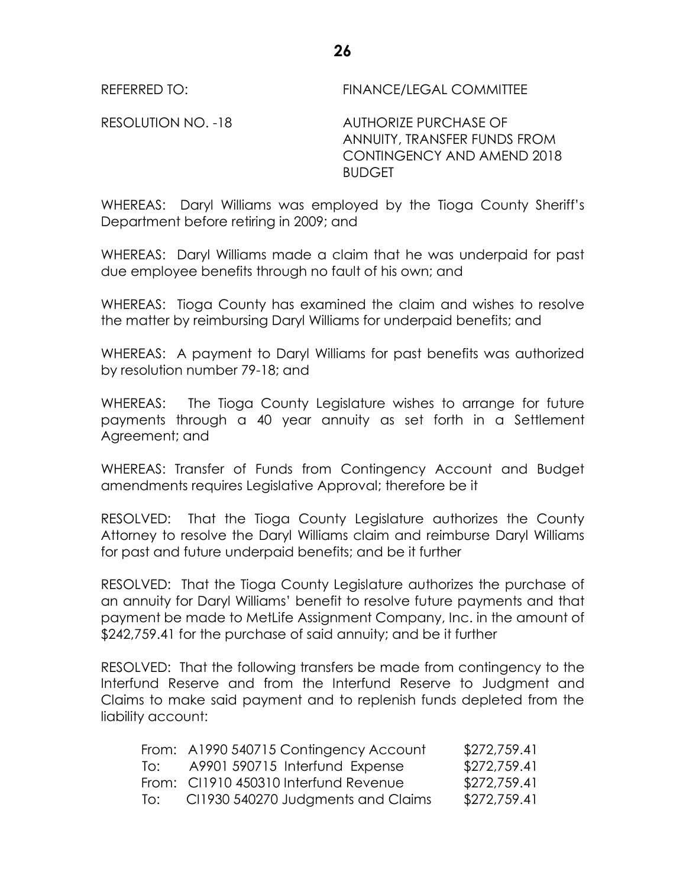REFERRED TO: FINANCE/LEGAL COMMITTEE

RESOLUTION NO. -18 AUTHORIZE PURCHASE OF ANNUITY, TRANSFER FUNDS FROM CONTINGENCY AND AMEND 2018 BUDGET

WHEREAS: Daryl Williams was employed by the Tioga County Sheriff's Department before retiring in 2009; and

WHEREAS: Daryl Williams made a claim that he was underpaid for past due employee benefits through no fault of his own; and

WHEREAS: Tioga County has examined the claim and wishes to resolve the matter by reimbursing Daryl Williams for underpaid benefits; and

WHEREAS: A payment to Daryl Williams for past benefits was authorized by resolution number 79-18; and

WHEREAS: The Tioga County Legislature wishes to arrange for future payments through a 40 year annuity as set forth in a Settlement Agreement; and

WHEREAS: Transfer of Funds from Contingency Account and Budget amendments requires Legislative Approval; therefore be it

RESOLVED: That the Tioga County Legislature authorizes the County Attorney to resolve the Daryl Williams claim and reimburse Daryl Williams for past and future underpaid benefits; and be it further

RESOLVED: That the Tioga County Legislature authorizes the purchase of an annuity for Daryl Williams' benefit to resolve future payments and that payment be made to MetLife Assignment Company, Inc. in the amount of $242,759.41 for the purchase of said annuity; and be it further

RESOLVED: That the following transfers be made from contingency to the Interfund Reserve and from the Interfund Reserve to Judgment and Claims to make said payment and to replenish funds depleted from the liability account:

| | | |
|---|---|---|
| From: | A1990 540715 Contingency Account | $272,759.41 |
| To: | A9901 590715 Interfund Expense | $272,759.41 |
| From: | CI1910 450310 Interfund Revenue | $272,759.41 |
| To: | CI1930 540270 Judgments and Claims | $272,759.41 |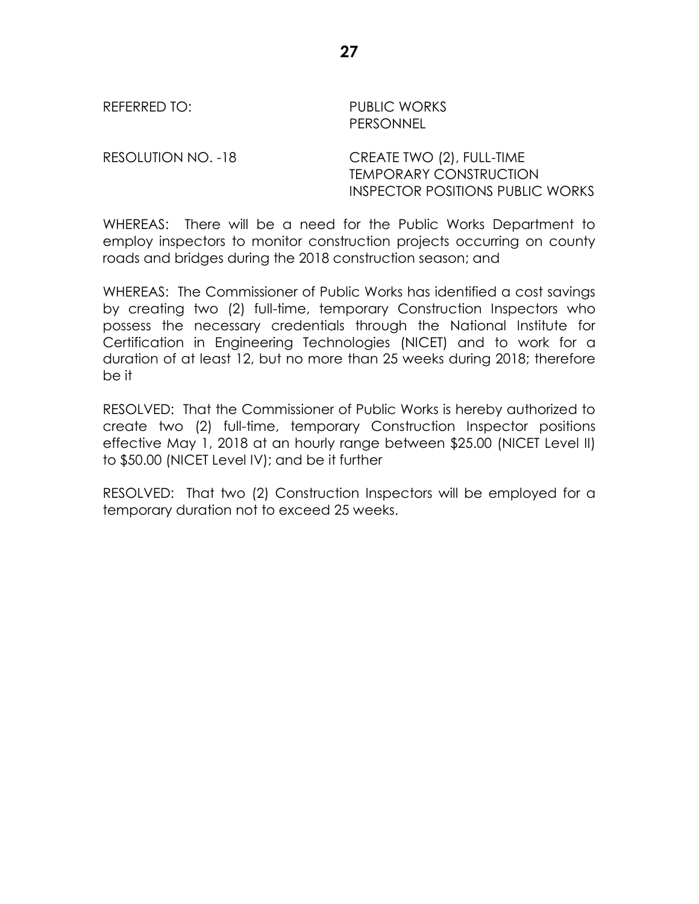REFERRED TO: PUBLIC WORKS
PERSONNEL

RESOLUTION NO. -18 CREATE TWO (2), FULL-TIME TEMPORARY CONSTRUCTION INSPECTOR POSITIONS PUBLIC WORKS

WHEREAS: There will be a need for the Public Works Department to employ inspectors to monitor construction projects occurring on county roads and bridges during the 2018 construction season; and

WHEREAS: The Commissioner of Public Works has identified a cost savings by creating two (2) full-time, temporary Construction Inspectors who possess the necessary credentials through the National Institute for Certification in Engineering Technologies (NICET) and to work for a duration of at least 12, but no more than 25 weeks during 2018; therefore be it

RESOLVED: That the Commissioner of Public Works is hereby authorized to create two (2) full-time, temporary Construction Inspector positions effective May 1, 2018 at an hourly range between $25.00 (NICET Level II) to $50.00 (NICET Level IV); and be it further

RESOLVED: That two (2) Construction Inspectors will be employed for a temporary duration not to exceed 25 weeks.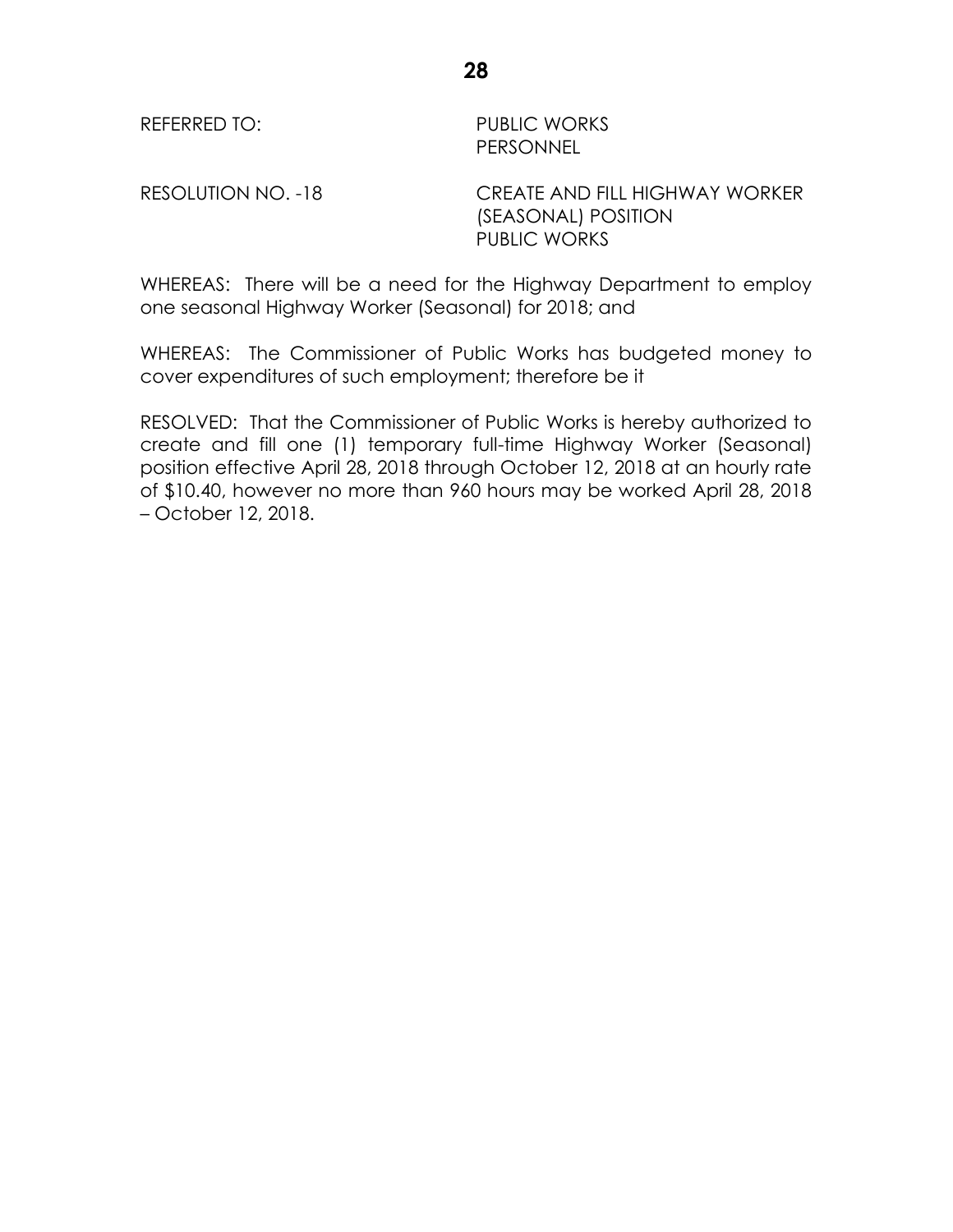REFERRED TO: PUBLIC WORKS
PERSONNEL

RESOLUTION NO. -18 CREATE AND FILL HIGHWAY WORKER (SEASONAL) POSITION PUBLIC WORKS

WHEREAS: There will be a need for the Highway Department to employ one seasonal Highway Worker (Seasonal) for 2018; and

WHEREAS: The Commissioner of Public Works has budgeted money to cover expenditures of such employment; therefore be it

RESOLVED: That the Commissioner of Public Works is hereby authorized to create and fill one (1) temporary full-time Highway Worker (Seasonal) position effective April 28, 2018 through October 12, 2018 at an hourly rate of $10.40, however no more than 960 hours may be worked April 28, 2018 – October 12, 2018.